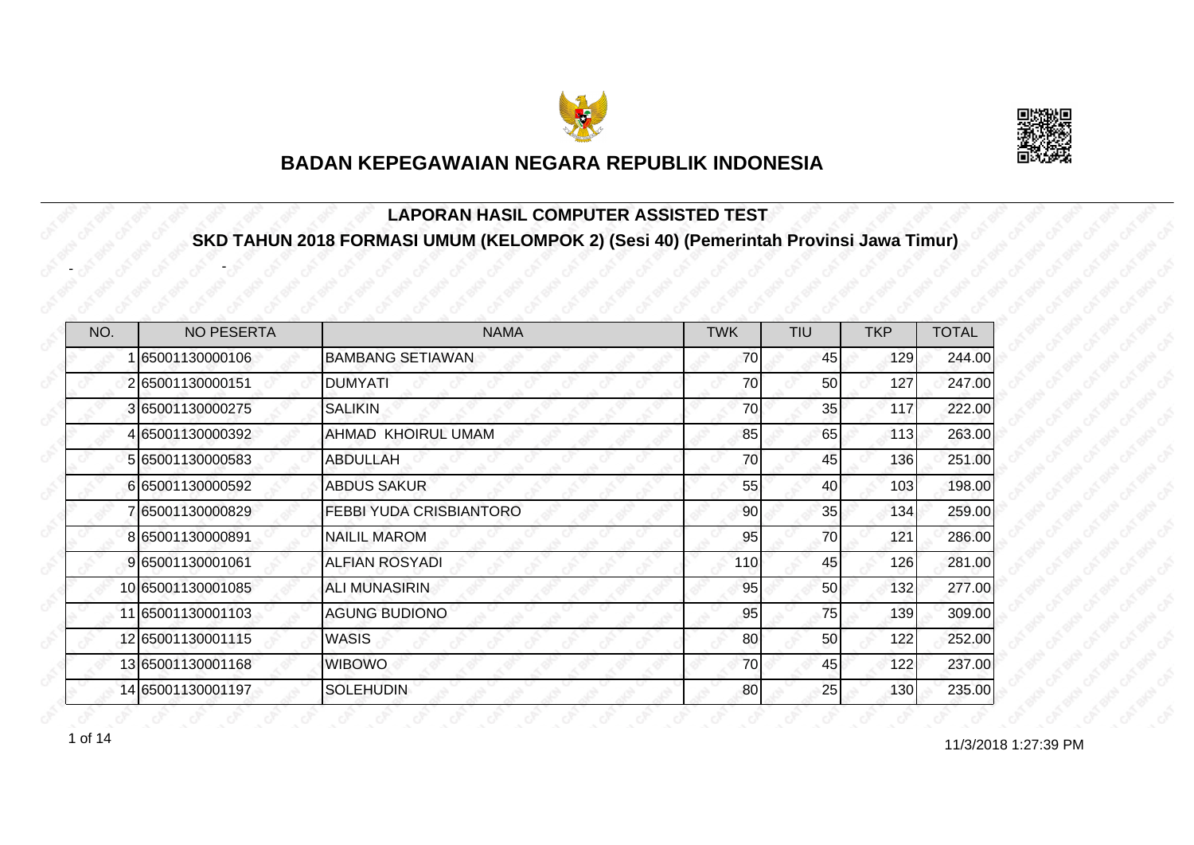# BADAN KEPEGAWAIAN NEGARA REPUBLIK INDONESIA

## LAPORAN HASIL COMPUTER ASSISTED TEST

## SKD TAHUN 2018 FORMASI UMUM (KELOMPOK 2) (Sesi 40) (Pemerintah Provinsi Jawa Timur)

- -

| NO. | NO PESERTA | NAMA | TWK | TIU | TKP | TOTAL |
|---|---|---|---|---|---|---|
| 1 | 65001130000106 | BAMBANG SETIAWAN | 70 | 45 | 129 | 244.00 |
| 2 | 65001130000151 | DUMYATI | 70 | 50 | 127 | 247.00 |
| 3 | 65001130000275 | SALIKIN | 70 | 35 | 117 | 222.00 |
| 4 | 65001130000392 | AHMAD KHOIRUL UMAM | 85 | 65 | 113 | 263.00 |
| 5 | 65001130000583 | ABDULLAH | 70 | 45 | 136 | 251.00 |
| 6 | 65001130000592 | ABDUS SAKUR | 55 | 40 | 103 | 198.00 |
| 7 | 65001130000829 | FEBBI YUDA CRISBIANTORO | 90 | 35 | 134 | 259.00 |
| 8 | 65001130000891 | NAILIL MAROM | 95 | 70 | 121 | 286.00 |
| 9 | 65001130001061 | ALFIAN ROSYADI | 110 | 45 | 126 | 281.00 |
| 10 | 65001130001085 | ALI MUNASIRIN | 95 | 50 | 132 | 277.00 |
| 11 | 65001130001103 | AGUNG BUDIONO | 95 | 75 | 139 | 309.00 |
| 12 | 65001130001115 | WASIS | 80 | 50 | 122 | 252.00 |
| 13 | 65001130001168 | WIBOWO | 70 | 45 | 122 | 237.00 |
| 14 | 65001130001197 | SOLEHUDIN | 80 | 25 | 130 | 235.00 |

11/3/2018 1:27:39 PM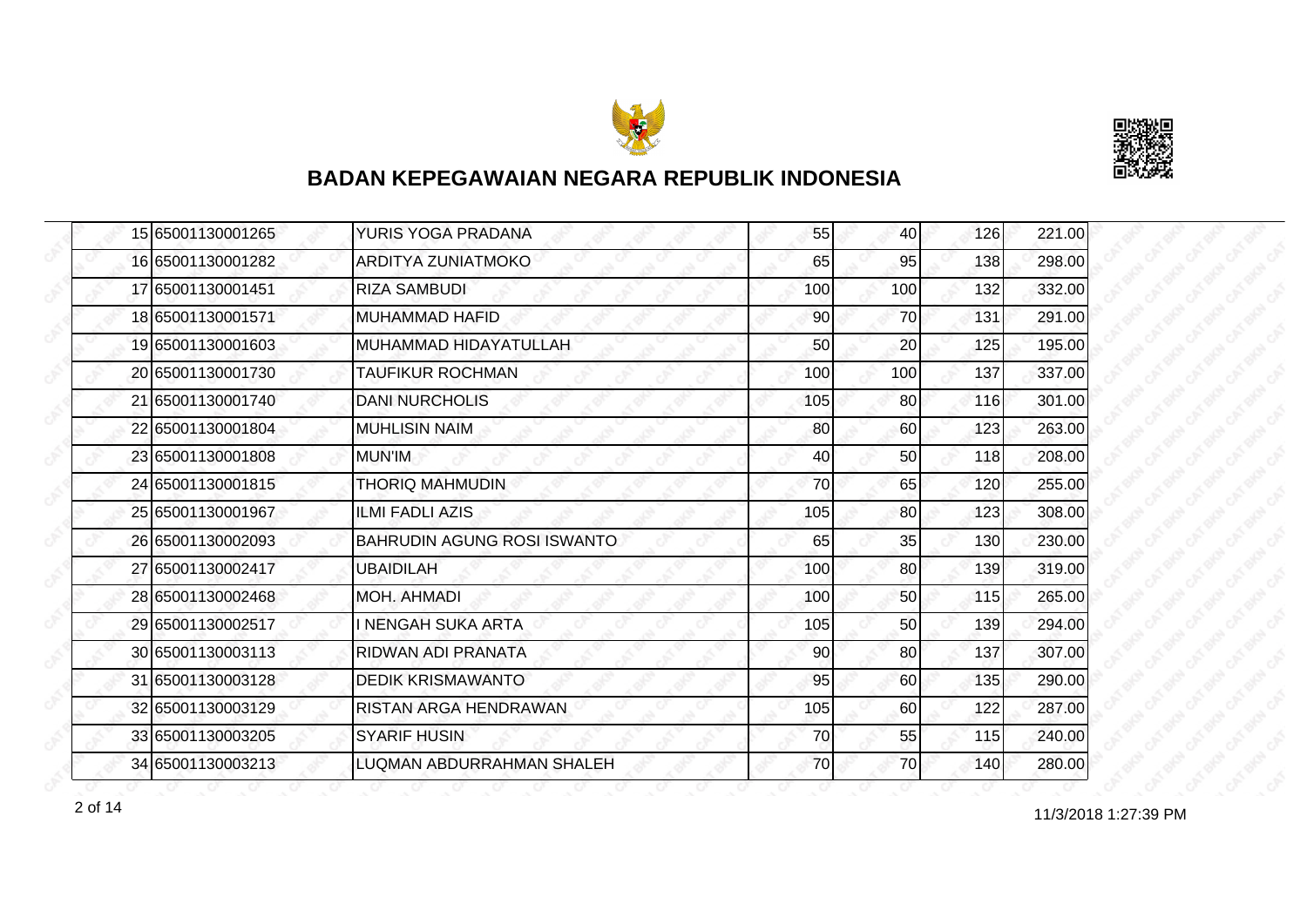## BADAN KEPEGAWAIAN NEGARA REPUBLIK INDONESIA

| | | | | | | |
|---|---|---|---|---|---|---|
| 15 | 65001130001265 | YURIS YOGA PRADANA | 55 | 40 | 126 | 221.00 |
| 16 | 65001130001282 | ARDITYA ZUNIATMOKO | 65 | 95 | 138 | 298.00 |
| 17 | 65001130001451 | RIZA SAMBUDI | 100 | 100 | 132 | 332.00 |
| 18 | 65001130001571 | MUHAMMAD HAFID | 90 | 70 | 131 | 291.00 |
| 19 | 65001130001603 | MUHAMMAD HIDAYATULLAH | 50 | 20 | 125 | 195.00 |
| 20 | 65001130001730 | TAUFIKUR ROCHMAN | 100 | 100 | 137 | 337.00 |
| 21 | 65001130001740 | DANI NURCHOLIS | 105 | 80 | 116 | 301.00 |
| 22 | 65001130001804 | MUHLISIN NAIM | 80 | 60 | 123 | 263.00 |
| 23 | 65001130001808 | MUN'IM | 40 | 50 | 118 | 208.00 |
| 24 | 65001130001815 | THORIQ MAHMUDIN | 70 | 65 | 120 | 255.00 |
| 25 | 65001130001967 | ILMI FADLI AZIS | 105 | 80 | 123 | 308.00 |
| 26 | 65001130002093 | BAHRUDIN AGUNG ROSI ISWANTO | 65 | 35 | 130 | 230.00 |
| 27 | 65001130002417 | UBAIDILAH | 100 | 80 | 139 | 319.00 |
| 28 | 65001130002468 | MOH. AHMADI | 100 | 50 | 115 | 265.00 |
| 29 | 65001130002517 | I NENGAH SUKA ARTA | 105 | 50 | 139 | 294.00 |
| 30 | 65001130003113 | RIDWAN ADI PRANATA | 90 | 80 | 137 | 307.00 |
| 31 | 65001130003128 | DEDIK KRISMAWANTO | 95 | 60 | 135 | 290.00 |
| 32 | 65001130003129 | RISTAN ARGA HENDRAWAN | 105 | 60 | 122 | 287.00 |
| 33 | 65001130003205 | SYARIF HUSIN | 70 | 55 | 115 | 240.00 |
| 34 | 65001130003213 | LUQMAN ABDURRAHMAN SHALEH | 70 | 70 | 140 | 280.00 |

11/3/2018 1:27:39 PM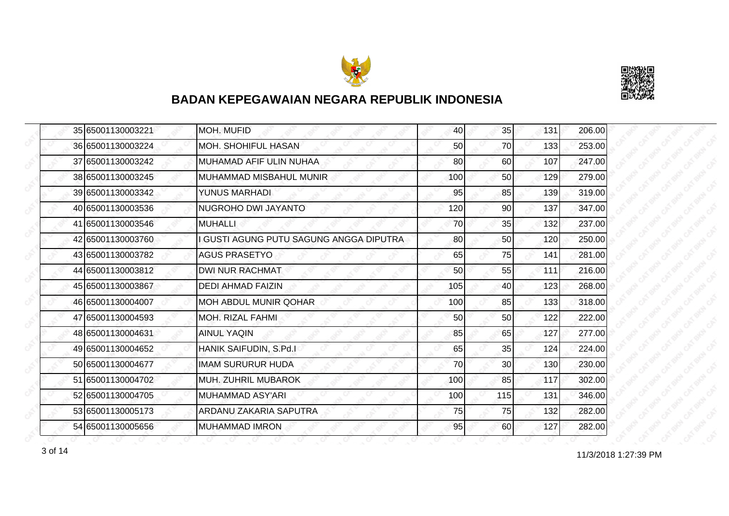## BADAN KEPEGAWAIAN NEGARA REPUBLIK INDONESIA

| | | | | | | |
|---|---|---|---|---|---|---|
| 35 | 65001130003221 | MOH. MUFID | 40 | 35 | 131 | 206.00 |
| 36 | 65001130003224 | MOH. SHOHIFUL HASAN | 50 | 70 | 133 | 253.00 |
| 37 | 65001130003242 | MUHAMAD AFIF ULIN NUHAA | 80 | 60 | 107 | 247.00 |
| 38 | 65001130003245 | MUHAMMAD MISBAHUL MUNIR | 100 | 50 | 129 | 279.00 |
| 39 | 65001130003342 | YUNUS MARHADI | 95 | 85 | 139 | 319.00 |
| 40 | 65001130003536 | NUGROHO DWI JAYANTO | 120 | 90 | 137 | 347.00 |
| 41 | 65001130003546 | MUHALLI | 70 | 35 | 132 | 237.00 |
| 42 | 65001130003760 | I GUSTI AGUNG PUTU SAGUNG ANGGA DIPUTRA | 80 | 50 | 120 | 250.00 |
| 43 | 65001130003782 | AGUS PRASETYO | 65 | 75 | 141 | 281.00 |
| 44 | 65001130003812 | DWI NUR RACHMAT | 50 | 55 | 111 | 216.00 |
| 45 | 65001130003867 | DEDI AHMAD FAIZIN | 105 | 40 | 123 | 268.00 |
| 46 | 65001130004007 | MOH ABDUL MUNIR QOHAR | 100 | 85 | 133 | 318.00 |
| 47 | 65001130004593 | MOH. RIZAL FAHMI | 50 | 50 | 122 | 222.00 |
| 48 | 65001130004631 | AINUL YAQIN | 85 | 65 | 127 | 277.00 |
| 49 | 65001130004652 | HANIK SAIFUDIN, S.Pd.I | 65 | 35 | 124 | 224.00 |
| 50 | 65001130004677 | IMAM SURURUR HUDA | 70 | 30 | 130 | 230.00 |
| 51 | 65001130004702 | MUH. ZUHRIL MUBAROK | 100 | 85 | 117 | 302.00 |
| 52 | 65001130004705 | MUHAMMAD ASY'ARI | 100 | 115 | 131 | 346.00 |
| 53 | 65001130005173 | ARDANU ZAKARIA SAPUTRA | 75 | 75 | 132 | 282.00 |
| 54 | 65001130005656 | MUHAMMAD IMRON | 95 | 60 | 127 | 282.00 |

11/3/2018 1:27:39 PM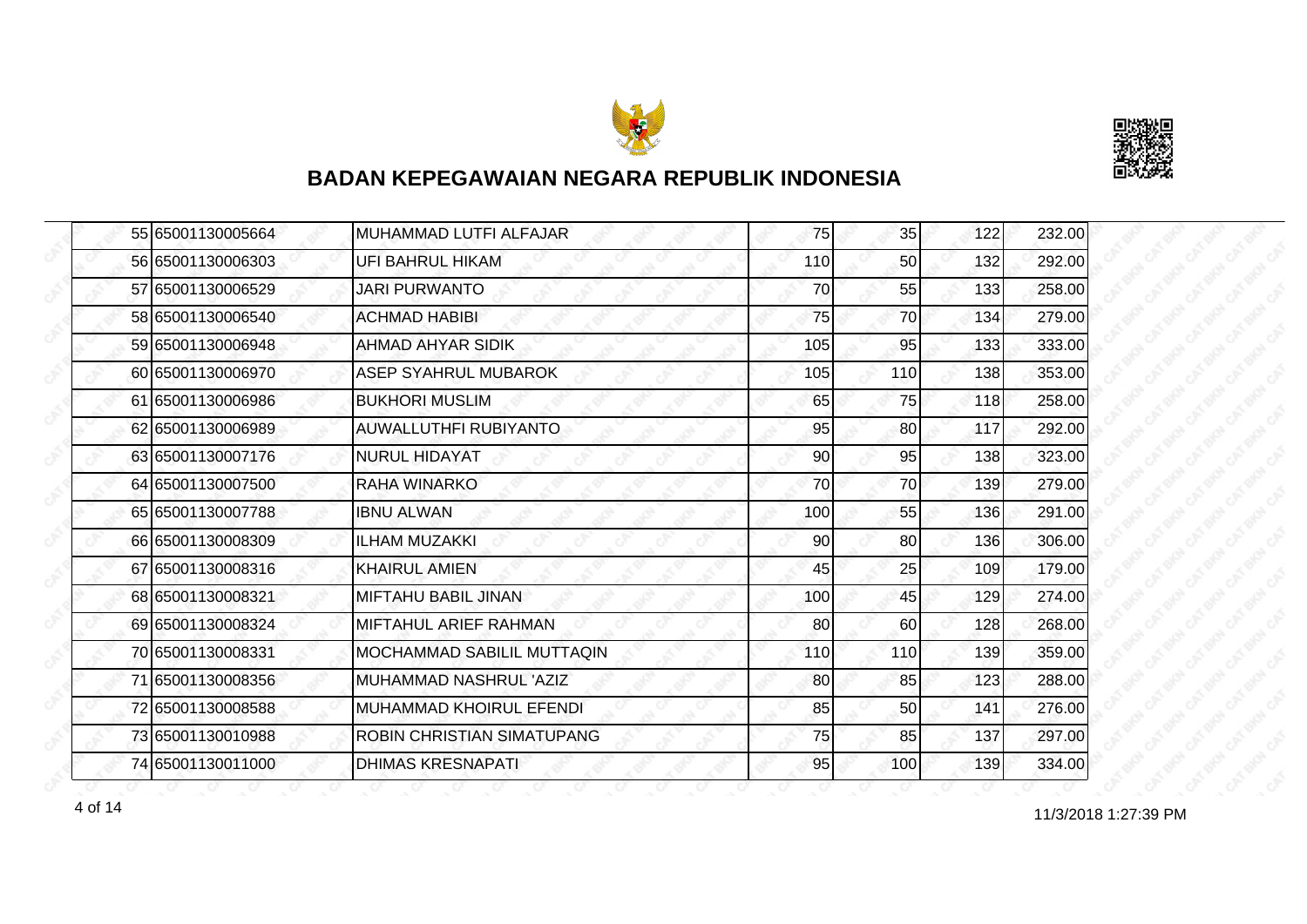## BADAN KEPEGAWAIAN NEGARA REPUBLIK INDONESIA

| | | | | | | |
|---|---|---|---|---|---|---|
| 55 | 65001130005664 | MUHAMMAD LUTFI ALFAJAR | 75 | 35 | 122 | 232.00 |
| 56 | 65001130006303 | UFI BAHRUL HIKAM | 110 | 50 | 132 | 292.00 |
| 57 | 65001130006529 | JARI PURWANTO | 70 | 55 | 133 | 258.00 |
| 58 | 65001130006540 | ACHMAD HABIBI | 75 | 70 | 134 | 279.00 |
| 59 | 65001130006948 | AHMAD AHYAR SIDIK | 105 | 95 | 133 | 333.00 |
| 60 | 65001130006970 | ASEP SYAHRUL MUBAROK | 105 | 110 | 138 | 353.00 |
| 61 | 65001130006986 | BUKHORI MUSLIM | 65 | 75 | 118 | 258.00 |
| 62 | 65001130006989 | AUWALLUTHFI RUBIYANTO | 95 | 80 | 117 | 292.00 |
| 63 | 65001130007176 | NURUL HIDAYAT | 90 | 95 | 138 | 323.00 |
| 64 | 65001130007500 | RAHA WINARKO | 70 | 70 | 139 | 279.00 |
| 65 | 65001130007788 | IBNU ALWAN | 100 | 55 | 136 | 291.00 |
| 66 | 65001130008309 | ILHAM MUZAKKI | 90 | 80 | 136 | 306.00 |
| 67 | 65001130008316 | KHAIRUL AMIEN | 45 | 25 | 109 | 179.00 |
| 68 | 65001130008321 | MIFTAHU BABIL JINAN | 100 | 45 | 129 | 274.00 |
| 69 | 65001130008324 | MIFTAHUL ARIEF RAHMAN | 80 | 60 | 128 | 268.00 |
| 70 | 65001130008331 | MOCHAMMAD SABILIL MUTTAQIN | 110 | 110 | 139 | 359.00 |
| 71 | 65001130008356 | MUHAMMAD NASHRUL 'AZIZ | 80 | 85 | 123 | 288.00 |
| 72 | 65001130008588 | MUHAMMAD KHOIRUL EFENDI | 85 | 50 | 141 | 276.00 |
| 73 | 65001130010988 | ROBIN CHRISTIAN SIMATUPANG | 75 | 85 | 137 | 297.00 |
| 74 | 65001130011000 | DHIMAS KRESNAPATI | 95 | 100 | 139 | 334.00 |

11/3/2018 1:27:39 PM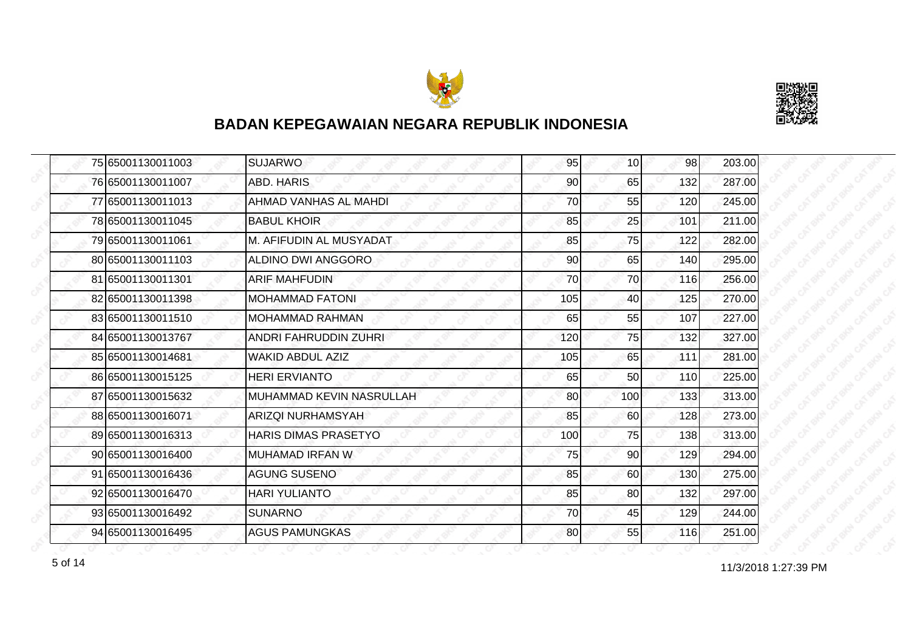# BADAN KEPEGAWAIAN NEGARA REPUBLIK INDONESIA

| | | | | | | |
|---|---|---|---|---|---|---|
| 75 | 65001130011003 | SUJARWO | 95 | 10 | 98 | 203.00 |
| 76 | 65001130011007 | ABD. HARIS | 90 | 65 | 132 | 287.00 |
| 77 | 65001130011013 | AHMAD VANHAS AL MAHDI | 70 | 55 | 120 | 245.00 |
| 78 | 65001130011045 | BABUL KHOIR | 85 | 25 | 101 | 211.00 |
| 79 | 65001130011061 | M. AFIFUDIN AL MUSYADAT | 85 | 75 | 122 | 282.00 |
| 80 | 65001130011103 | ALDINO DWI ANGGORO | 90 | 65 | 140 | 295.00 |
| 81 | 65001130011301 | ARIF MAHFUDIN | 70 | 70 | 116 | 256.00 |
| 82 | 65001130011398 | MOHAMMAD FATONI | 105 | 40 | 125 | 270.00 |
| 83 | 65001130011510 | MOHAMMAD RAHMAN | 65 | 55 | 107 | 227.00 |
| 84 | 65001130013767 | ANDRI FAHRUDDIN ZUHRI | 120 | 75 | 132 | 327.00 |
| 85 | 65001130014681 | WAKID ABDUL AZIZ | 105 | 65 | 111 | 281.00 |
| 86 | 65001130015125 | HERI ERVIANTO | 65 | 50 | 110 | 225.00 |
| 87 | 65001130015632 | MUHAMMAD KEVIN NASRULLAH | 80 | 100 | 133 | 313.00 |
| 88 | 65001130016071 | ARIZQI NURHAMSYAH | 85 | 60 | 128 | 273.00 |
| 89 | 65001130016313 | HARIS DIMAS PRASETYO | 100 | 75 | 138 | 313.00 |
| 90 | 65001130016400 | MUHAMAD IRFAN W | 75 | 90 | 129 | 294.00 |
| 91 | 65001130016436 | AGUNG SUSENO | 85 | 60 | 130 | 275.00 |
| 92 | 65001130016470 | HARI YULIANTO | 85 | 80 | 132 | 297.00 |
| 93 | 65001130016492 | SUNARNO | 70 | 45 | 129 | 244.00 |
| 94 | 65001130016495 | AGUS PAMUNGKAS | 80 | 55 | 116 | 251.00 |

11/3/2018 1:27:39 PM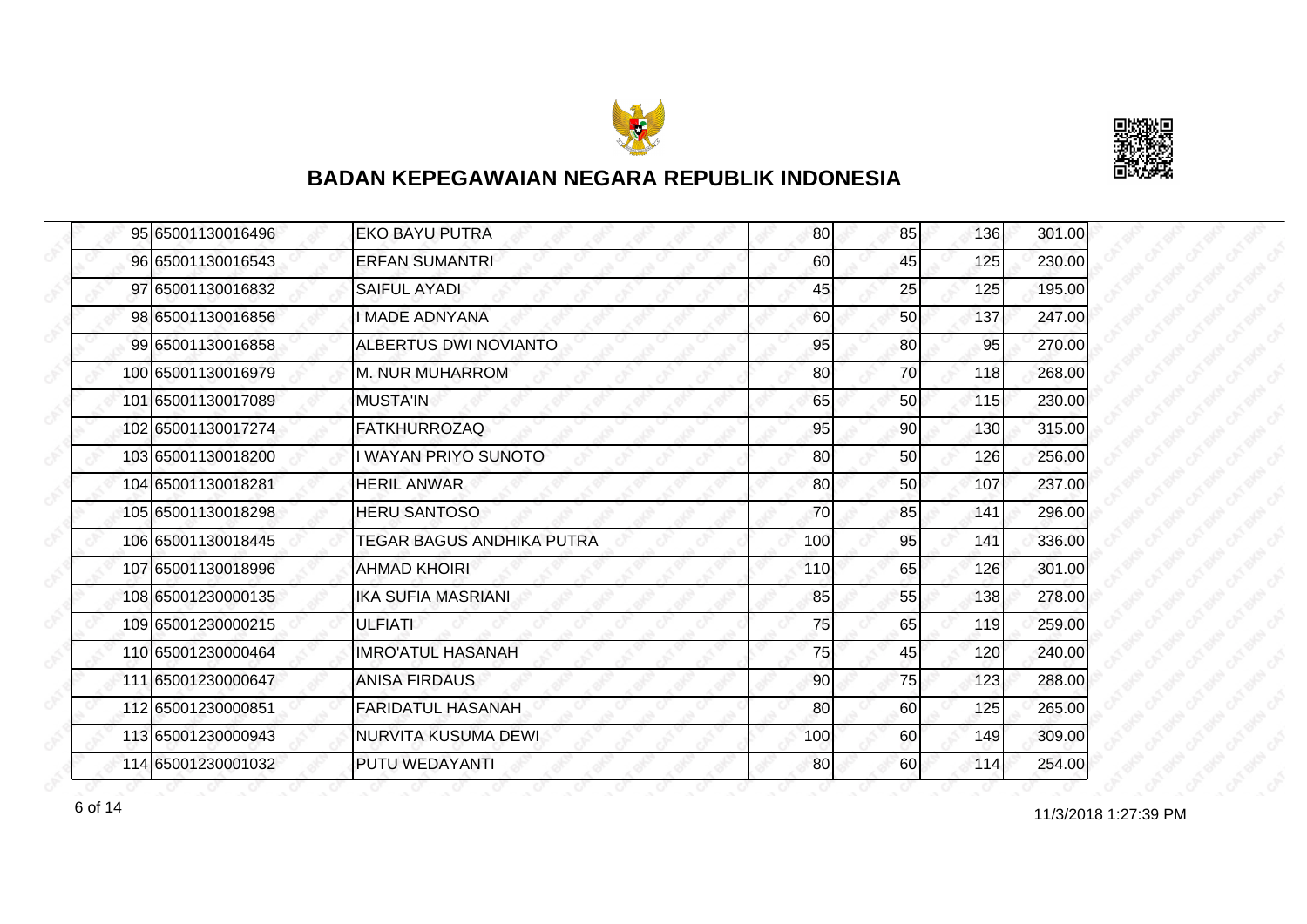# BADAN KEPEGAWAIAN NEGARA REPUBLIK INDONESIA

| | | | | | | |
|---|---|---|---|---|---|---|
| 95 | 65001130016496 | EKO BAYU PUTRA | 80 | 85 | 136 | 301.00 |
| 96 | 65001130016543 | ERFAN SUMANTRI | 60 | 45 | 125 | 230.00 |
| 97 | 65001130016832 | SAIFUL AYADI | 45 | 25 | 125 | 195.00 |
| 98 | 65001130016856 | I MADE ADNYANA | 60 | 50 | 137 | 247.00 |
| 99 | 65001130016858 | ALBERTUS DWI NOVIANTO | 95 | 80 | 95 | 270.00 |
| 100 | 65001130016979 | M. NUR MUHARROM | 80 | 70 | 118 | 268.00 |
| 101 | 65001130017089 | MUSTA'IN | 65 | 50 | 115 | 230.00 |
| 102 | 65001130017274 | FATKHURROZAQ | 95 | 90 | 130 | 315.00 |
| 103 | 65001130018200 | I WAYAN PRIYO SUNOTO | 80 | 50 | 126 | 256.00 |
| 104 | 65001130018281 | HERIL ANWAR | 80 | 50 | 107 | 237.00 |
| 105 | 65001130018298 | HERU SANTOSO | 70 | 85 | 141 | 296.00 |
| 106 | 65001130018445 | TEGAR BAGUS ANDHIKA PUTRA | 100 | 95 | 141 | 336.00 |
| 107 | 65001130018996 | AHMAD KHOIRI | 110 | 65 | 126 | 301.00 |
| 108 | 65001230000135 | IKA SUFIA MASRIANI | 85 | 55 | 138 | 278.00 |
| 109 | 65001230000215 | ULFIATI | 75 | 65 | 119 | 259.00 |
| 110 | 65001230000464 | IMRO'ATUL HASANAH | 75 | 45 | 120 | 240.00 |
| 111 | 65001230000647 | ANISA FIRDAUS | 90 | 75 | 123 | 288.00 |
| 112 | 65001230000851 | FARIDATUL HASANAH | 80 | 60 | 125 | 265.00 |
| 113 | 65001230000943 | NURVITA KUSUMA DEWI | 100 | 60 | 149 | 309.00 |
| 114 | 65001230001032 | PUTU WEDAYANTI | 80 | 60 | 114 | 254.00 |

11/3/2018 1:27:39 PM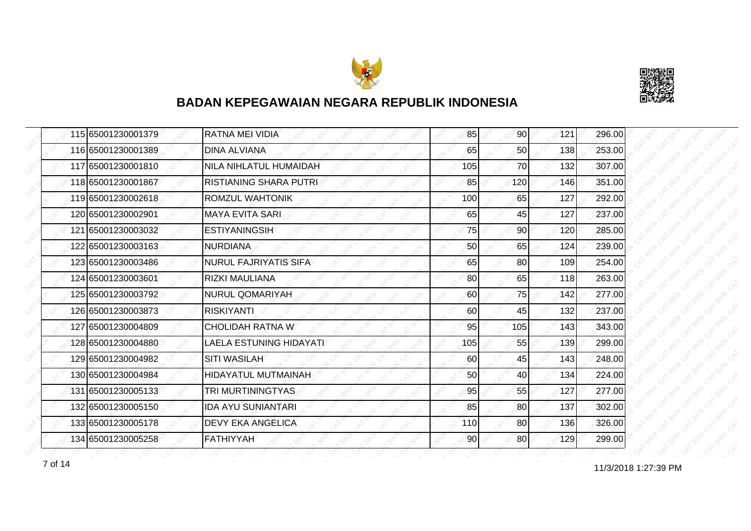# BADAN KEPEGAWAIAN NEGARA REPUBLIK INDONESIA

| | | | | | | |
|---|---|---|---|---|---|---|
| 115 | 65001230001379 | RATNA MEI VIDIA | 85 | 90 | 121 | 296.00 |
| 116 | 65001230001389 | DINA ALVIANA | 65 | 50 | 138 | 253.00 |
| 117 | 65001230001810 | NILA NIHLATUL HUMAIDAH | 105 | 70 | 132 | 307.00 |
| 118 | 65001230001867 | RISTIANING SHARA PUTRI | 85 | 120 | 146 | 351.00 |
| 119 | 65001230002618 | ROMZUL WAHTONIK | 100 | 65 | 127 | 292.00 |
| 120 | 65001230002901 | MAYA EVITA SARI | 65 | 45 | 127 | 237.00 |
| 121 | 65001230003032 | ESTIYANINGSIH | 75 | 90 | 120 | 285.00 |
| 122 | 65001230003163 | NURDIANA | 50 | 65 | 124 | 239.00 |
| 123 | 65001230003486 | NURUL FAJRIYATIS SIFA | 65 | 80 | 109 | 254.00 |
| 124 | 65001230003601 | RIZKI MAULIANA | 80 | 65 | 118 | 263.00 |
| 125 | 65001230003792 | NURUL QOMARIYAH | 60 | 75 | 142 | 277.00 |
| 126 | 65001230003873 | RISKIYANTI | 60 | 45 | 132 | 237.00 |
| 127 | 65001230004809 | CHOLIDAH RATNA W | 95 | 105 | 143 | 343.00 |
| 128 | 65001230004880 | LAELA ESTUNING HIDAYATI | 105 | 55 | 139 | 299.00 |
| 129 | 65001230004982 | SITI WASILAH | 60 | 45 | 143 | 248.00 |
| 130 | 65001230004984 | HIDAYATUL MUTMAINAH | 50 | 40 | 134 | 224.00 |
| 131 | 65001230005133 | TRI MURTININGTYAS | 95 | 55 | 127 | 277.00 |
| 132 | 65001230005150 | IDA AYU SUNIANTARI | 85 | 80 | 137 | 302.00 |
| 133 | 65001230005178 | DEVY EKA ANGELICA | 110 | 80 | 136 | 326.00 |
| 134 | 65001230005258 | FATHIYYAH | 90 | 80 | 129 | 299.00 |

11/3/2018 1:27:39 PM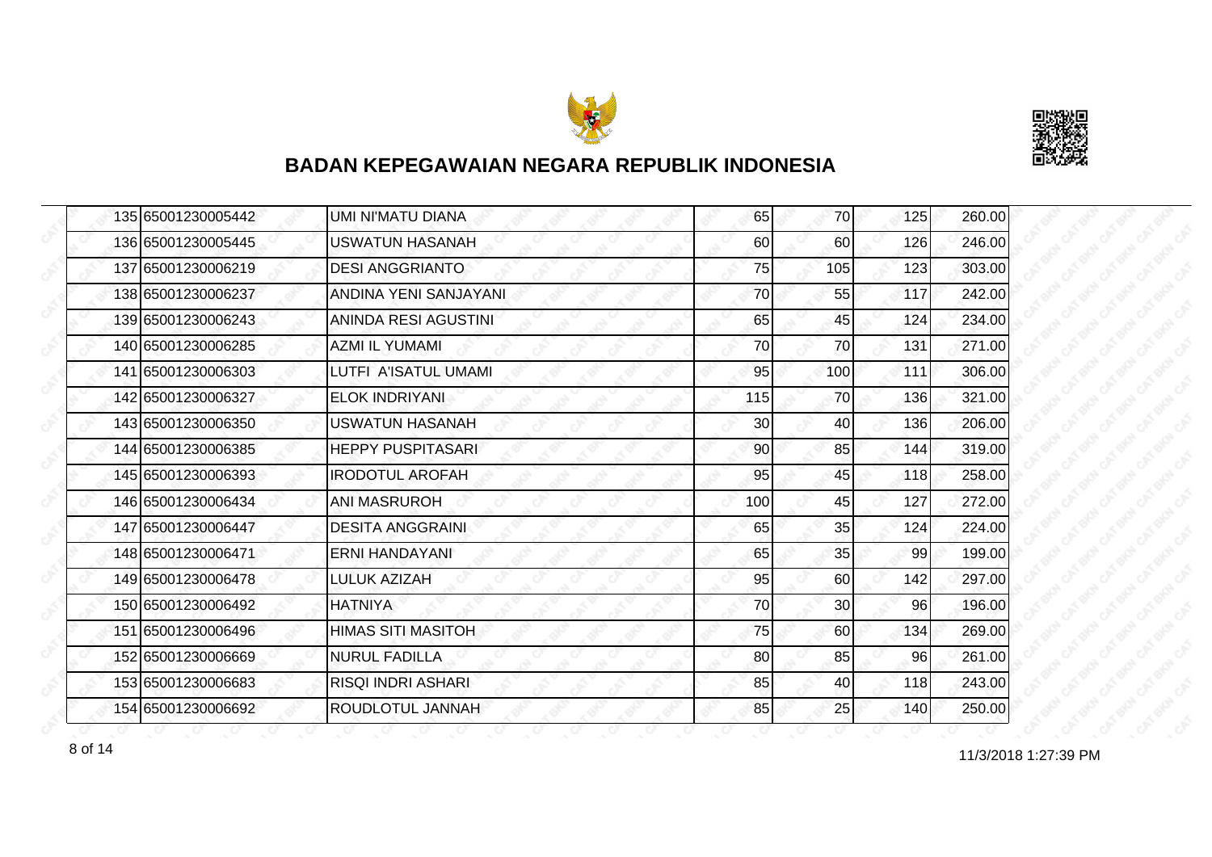## BADAN KEPEGAWAIAN NEGARA REPUBLIK INDONESIA

| | | | | | | |
|---|---|---|---|---|---|---|
| 135 | 65001230005442 | UMI NI'MATU DIANA | 65 | 70 | 125 | 260.00 |
| 136 | 65001230005445 | USWATUN HASANAH | 60 | 60 | 126 | 246.00 |
| 137 | 65001230006219 | DESI ANGGRIANTO | 75 | 105 | 123 | 303.00 |
| 138 | 65001230006237 | ANDINA YENI SANJAYANI | 70 | 55 | 117 | 242.00 |
| 139 | 65001230006243 | ANINDA RESI AGUSTINI | 65 | 45 | 124 | 234.00 |
| 140 | 65001230006285 | AZMI IL YUMAMI | 70 | 70 | 131 | 271.00 |
| 141 | 65001230006303 | LUTFI A'ISATUL UMAMI | 95 | 100 | 111 | 306.00 |
| 142 | 65001230006327 | ELOK INDRIYANI | 115 | 70 | 136 | 321.00 |
| 143 | 65001230006350 | USWATUN HASANAH | 30 | 40 | 136 | 206.00 |
| 144 | 65001230006385 | HEPPY PUSPITASARI | 90 | 85 | 144 | 319.00 |
| 145 | 65001230006393 | IRODOTUL AROFAH | 95 | 45 | 118 | 258.00 |
| 146 | 65001230006434 | ANI MASRUROH | 100 | 45 | 127 | 272.00 |
| 147 | 65001230006447 | DESITA ANGGRAINI | 65 | 35 | 124 | 224.00 |
| 148 | 65001230006471 | ERNI HANDAYANI | 65 | 35 | 99 | 199.00 |
| 149 | 65001230006478 | LULUK AZIZAH | 95 | 60 | 142 | 297.00 |
| 150 | 65001230006492 | HATNIYA | 70 | 30 | 96 | 196.00 |
| 151 | 65001230006496 | HIMAS SITI MASITOH | 75 | 60 | 134 | 269.00 |
| 152 | 65001230006669 | NURUL FADILLA | 80 | 85 | 96 | 261.00 |
| 153 | 65001230006683 | RISQI INDRI ASHARI | 85 | 40 | 118 | 243.00 |
| 154 | 65001230006692 | ROUDLOTUL JANNAH | 85 | 25 | 140 | 250.00 |

11/3/2018 1:27:39 PM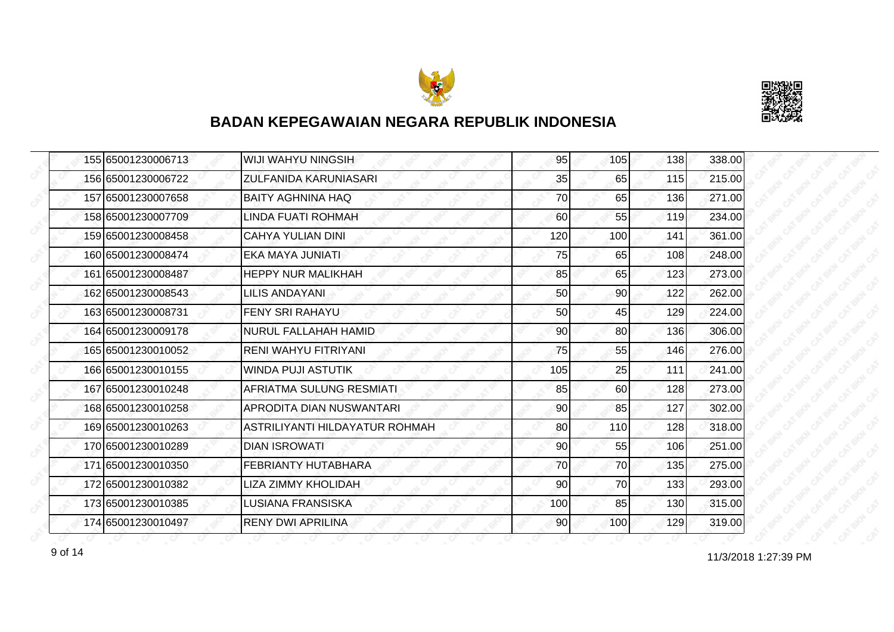# BADAN KEPEGAWAIAN NEGARA REPUBLIK INDONESIA

| | | | | | | |
|---|---|---|---|---|---|---|
| 155 | 65001230006713 | WIJI WAHYU NINGSIH | 95 | 105 | 138 | 338.00 |
| 156 | 65001230006722 | ZULFANIDA KARUNIASARI | 35 | 65 | 115 | 215.00 |
| 157 | 65001230007658 | BAITY AGHNINA HAQ | 70 | 65 | 136 | 271.00 |
| 158 | 65001230007709 | LINDA FUATI ROHMAH | 60 | 55 | 119 | 234.00 |
| 159 | 65001230008458 | CAHYA YULIAN DINI | 120 | 100 | 141 | 361.00 |
| 160 | 65001230008474 | EKA MAYA JUNIATI | 75 | 65 | 108 | 248.00 |
| 161 | 65001230008487 | HEPPY NUR MALIKHAH | 85 | 65 | 123 | 273.00 |
| 162 | 65001230008543 | LILIS ANDAYANI | 50 | 90 | 122 | 262.00 |
| 163 | 65001230008731 | FENY SRI RAHAYU | 50 | 45 | 129 | 224.00 |
| 164 | 65001230009178 | NURUL FALLAHAH HAMID | 90 | 80 | 136 | 306.00 |
| 165 | 65001230010052 | RENI WAHYU FITRIYANI | 75 | 55 | 146 | 276.00 |
| 166 | 65001230010155 | WINDA PUJI ASTUTIK | 105 | 25 | 111 | 241.00 |
| 167 | 65001230010248 | AFRIATMA SULUNG RESMIATI | 85 | 60 | 128 | 273.00 |
| 168 | 65001230010258 | APRODITA DIAN NUSWANTARI | 90 | 85 | 127 | 302.00 |
| 169 | 65001230010263 | ASTRILIYANTI HILDAYATUR ROHMAH | 80 | 110 | 128 | 318.00 |
| 170 | 65001230010289 | DIAN ISROWATI | 90 | 55 | 106 | 251.00 |
| 171 | 65001230010350 | FEBRIANTY HUTABHARA | 70 | 70 | 135 | 275.00 |
| 172 | 65001230010382 | LIZA ZIMMY KHOLIDAH | 90 | 70 | 133 | 293.00 |
| 173 | 65001230010385 | LUSIANA FRANSISKA | 100 | 85 | 130 | 315.00 |
| 174 | 65001230010497 | RENY DWI APRILINA | 90 | 100 | 129 | 319.00 |

11/3/2018 1:27:39 PM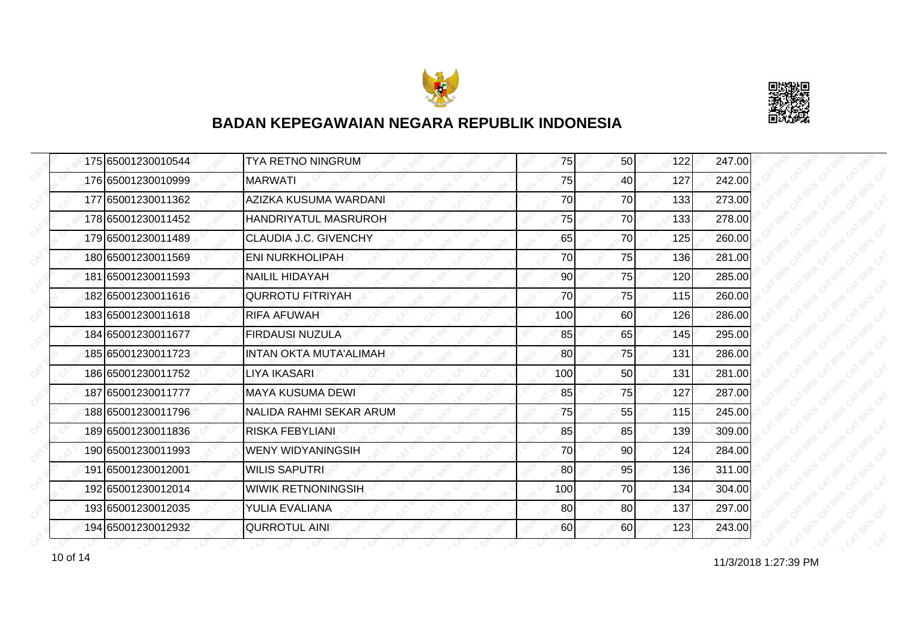# BADAN KEPEGAWAIAN NEGARA REPUBLIK INDONESIA

| | | | | | | |
|---|---|---|---|---|---|---|
| 175 | 65001230010544 | TYA RETNO NINGRUM | 75 | 50 | 122 | 247.00 |
| 176 | 65001230010999 | MARWATI | 75 | 40 | 127 | 242.00 |
| 177 | 65001230011362 | AZIZKA KUSUMA WARDANI | 70 | 70 | 133 | 273.00 |
| 178 | 65001230011452 | HANDRIYATUL MASRUROH | 75 | 70 | 133 | 278.00 |
| 179 | 65001230011489 | CLAUDIA J.C. GIVENCHY | 65 | 70 | 125 | 260.00 |
| 180 | 65001230011569 | ENI NURKHOLIPAH | 70 | 75 | 136 | 281.00 |
| 181 | 65001230011593 | NAILIL HIDAYAH | 90 | 75 | 120 | 285.00 |
| 182 | 65001230011616 | QURROTU FITRIYAH | 70 | 75 | 115 | 260.00 |
| 183 | 65001230011618 | RIFA AFUWAH | 100 | 60 | 126 | 286.00 |
| 184 | 65001230011677 | FIRDAUSI NUZULA | 85 | 65 | 145 | 295.00 |
| 185 | 65001230011723 | INTAN OKTA MUTA'ALIMAH | 80 | 75 | 131 | 286.00 |
| 186 | 65001230011752 | LIYA IKASARI | 100 | 50 | 131 | 281.00 |
| 187 | 65001230011777 | MAYA KUSUMA DEWI | 85 | 75 | 127 | 287.00 |
| 188 | 65001230011796 | NALIDA RAHMI SEKAR ARUM | 75 | 55 | 115 | 245.00 |
| 189 | 65001230011836 | RISKA FEBYLIANI | 85 | 85 | 139 | 309.00 |
| 190 | 65001230011993 | WENY WIDYANINGSIH | 70 | 90 | 124 | 284.00 |
| 191 | 65001230012001 | WILIS SAPUTRI | 80 | 95 | 136 | 311.00 |
| 192 | 65001230012014 | WIWIK RETNONINGSIH | 100 | 70 | 134 | 304.00 |
| 193 | 65001230012035 | YULIA EVALIANA | 80 | 80 | 137 | 297.00 |
| 194 | 65001230012932 | QURROTUL AINI | 60 | 60 | 123 | 243.00 |

11/3/2018 1:27:39 PM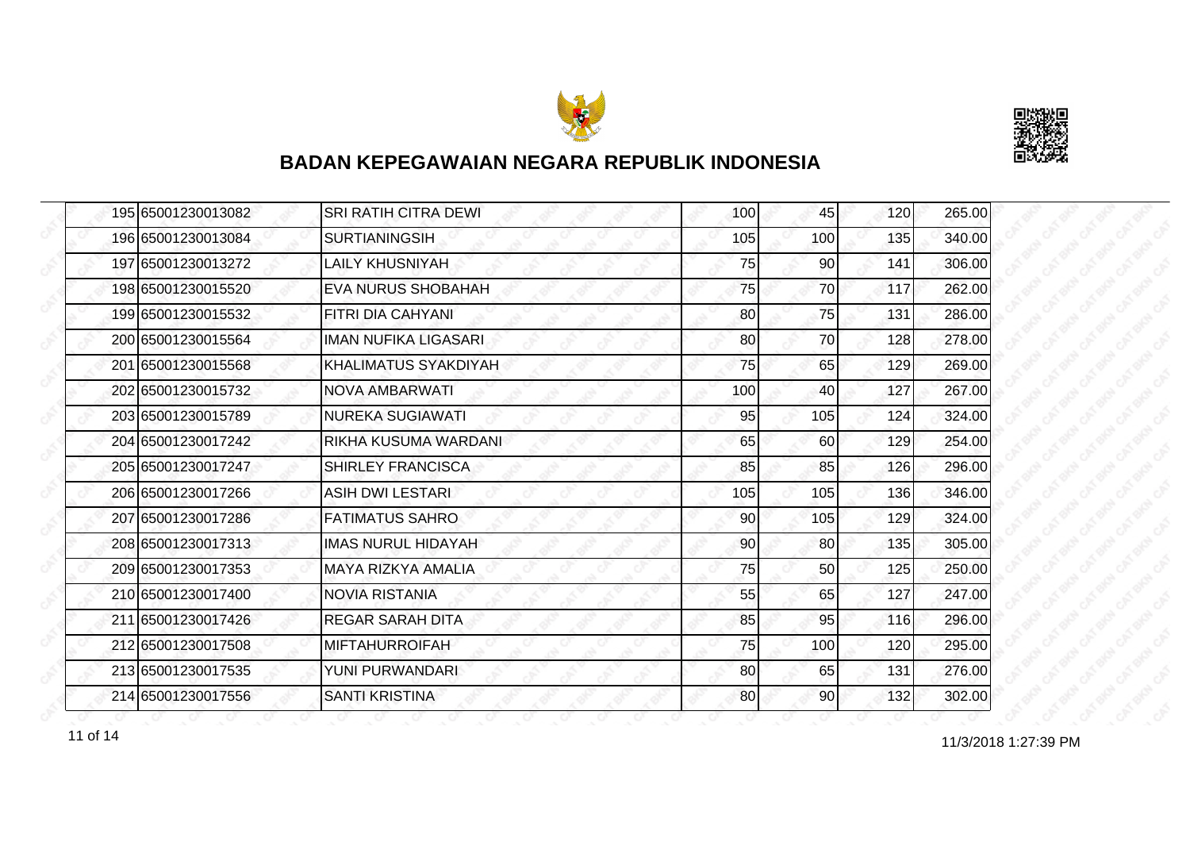## BADAN KEPEGAWAIAN NEGARA REPUBLIK INDONESIA

| | | | | | | |
|---|---|---|---|---|---|---|
| 195 | 65001230013082 | SRI RATIH CITRA DEWI | 100 | 45 | 120 | 265.00 |
| 196 | 65001230013084 | SURTIANINGSIH | 105 | 100 | 135 | 340.00 |
| 197 | 65001230013272 | LAILY KHUSNIYAH | 75 | 90 | 141 | 306.00 |
| 198 | 65001230015520 | EVA NURUS SHOBAHAH | 75 | 70 | 117 | 262.00 |
| 199 | 65001230015532 | FITRI DIA CAHYANI | 80 | 75 | 131 | 286.00 |
| 200 | 65001230015564 | IMAN NUFIKA LIGASARI | 80 | 70 | 128 | 278.00 |
| 201 | 65001230015568 | KHALIMATUS SYAKDIYAH | 75 | 65 | 129 | 269.00 |
| 202 | 65001230015732 | NOVA AMBARWATI | 100 | 40 | 127 | 267.00 |
| 203 | 65001230015789 | NUREKA SUGIAWATI | 95 | 105 | 124 | 324.00 |
| 204 | 65001230017242 | RIKHA KUSUMA WARDANI | 65 | 60 | 129 | 254.00 |
| 205 | 65001230017247 | SHIRLEY FRANCISCA | 85 | 85 | 126 | 296.00 |
| 206 | 65001230017266 | ASIH DWI LESTARI | 105 | 105 | 136 | 346.00 |
| 207 | 65001230017286 | FATIMATUS SAHRO | 90 | 105 | 129 | 324.00 |
| 208 | 65001230017313 | IMAS NURUL HIDAYAH | 90 | 80 | 135 | 305.00 |
| 209 | 65001230017353 | MAYA RIZKYA AMALIA | 75 | 50 | 125 | 250.00 |
| 210 | 65001230017400 | NOVIA RISTANIA | 55 | 65 | 127 | 247.00 |
| 211 | 65001230017426 | REGAR SARAH DITA | 85 | 95 | 116 | 296.00 |
| 212 | 65001230017508 | MIFTAHURROIFAH | 75 | 100 | 120 | 295.00 |
| 213 | 65001230017535 | YUNI PURWANDARI | 80 | 65 | 131 | 276.00 |
| 214 | 65001230017556 | SANTI KRISTINA | 80 | 90 | 132 | 302.00 |

11/3/2018 1:27:39 PM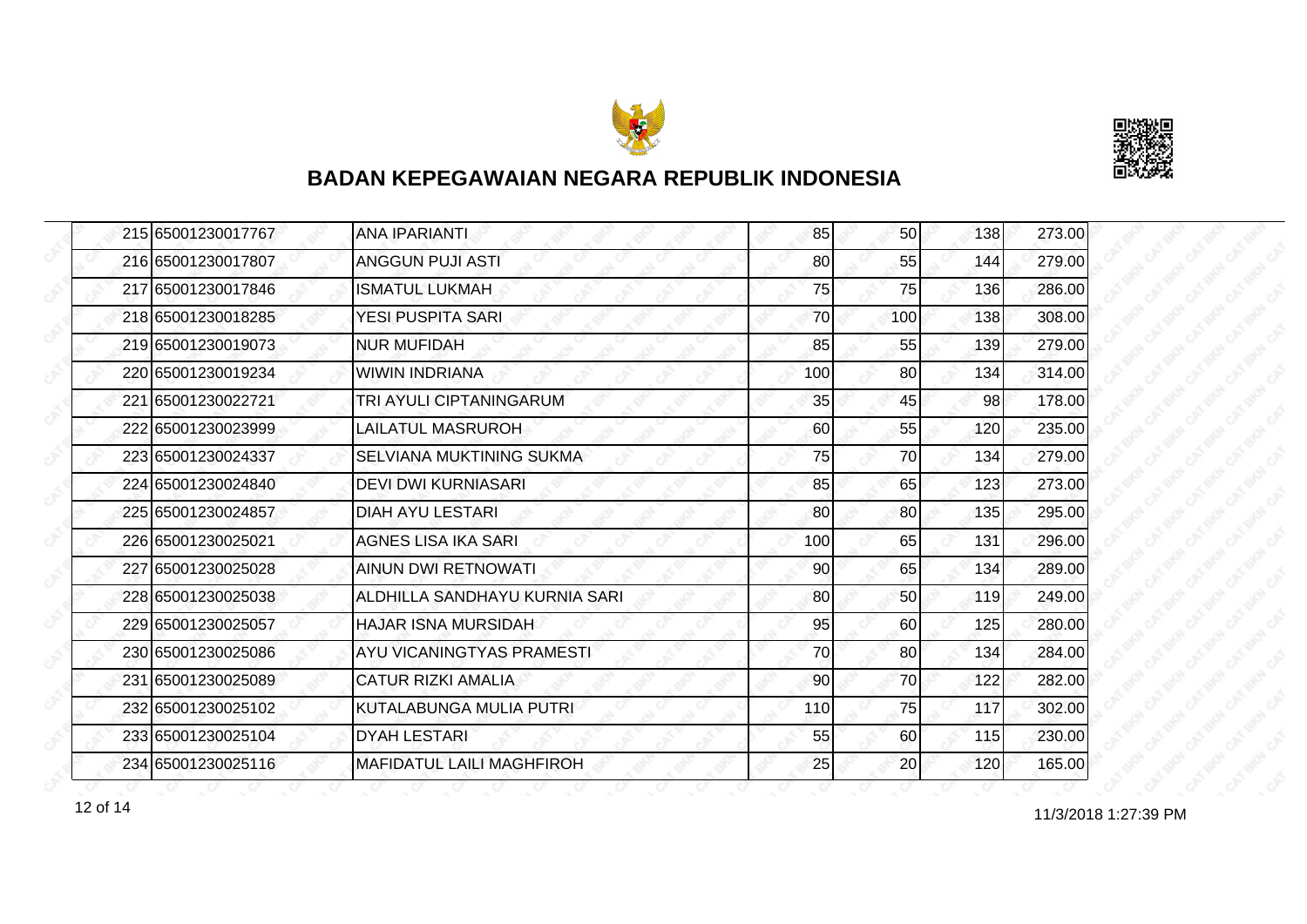# BADAN KEPEGAWAIAN NEGARA REPUBLIK INDONESIA

| | | | | | | |
|---|---|---|---|---|---|---|
| 215 | 65001230017767 | ANA IPARIANTI | 85 | 50 | 138 | 273.00 |
| 216 | 65001230017807 | ANGGUN PUJI ASTI | 80 | 55 | 144 | 279.00 |
| 217 | 65001230017846 | ISMATUL LUKMAH | 75 | 75 | 136 | 286.00 |
| 218 | 65001230018285 | YESI PUSPITA SARI | 70 | 100 | 138 | 308.00 |
| 219 | 65001230019073 | NUR MUFIDAH | 85 | 55 | 139 | 279.00 |
| 220 | 65001230019234 | WIWIN INDRIANA | 100 | 80 | 134 | 314.00 |
| 221 | 65001230022721 | TRI AYULI CIPTANINGARUM | 35 | 45 | 98 | 178.00 |
| 222 | 65001230023999 | LAILATUL MASRUROH | 60 | 55 | 120 | 235.00 |
| 223 | 65001230024337 | SELVIANA MUKTINING SUKMA | 75 | 70 | 134 | 279.00 |
| 224 | 65001230024840 | DEVI DWI KURNIASARI | 85 | 65 | 123 | 273.00 |
| 225 | 65001230024857 | DIAH AYU LESTARI | 80 | 80 | 135 | 295.00 |
| 226 | 65001230025021 | AGNES LISA IKA SARI | 100 | 65 | 131 | 296.00 |
| 227 | 65001230025028 | AINUN DWI RETNOWATI | 90 | 65 | 134 | 289.00 |
| 228 | 65001230025038 | ALDHILLA SANDHAYU KURNIA SARI | 80 | 50 | 119 | 249.00 |
| 229 | 65001230025057 | HAJAR ISNA MURSIDAH | 95 | 60 | 125 | 280.00 |
| 230 | 65001230025086 | AYU VICANINGTYAS PRAMESTI | 70 | 80 | 134 | 284.00 |
| 231 | 65001230025089 | CATUR RIZKI AMALIA | 90 | 70 | 122 | 282.00 |
| 232 | 65001230025102 | KUTALABUNGA MULIA PUTRI | 110 | 75 | 117 | 302.00 |
| 233 | 65001230025104 | DYAH LESTARI | 55 | 60 | 115 | 230.00 |
| 234 | 65001230025116 | MAFIDATUL LAILI MAGHFIROH | 25 | 20 | 120 | 165.00 |

11/3/2018 1:27:39 PM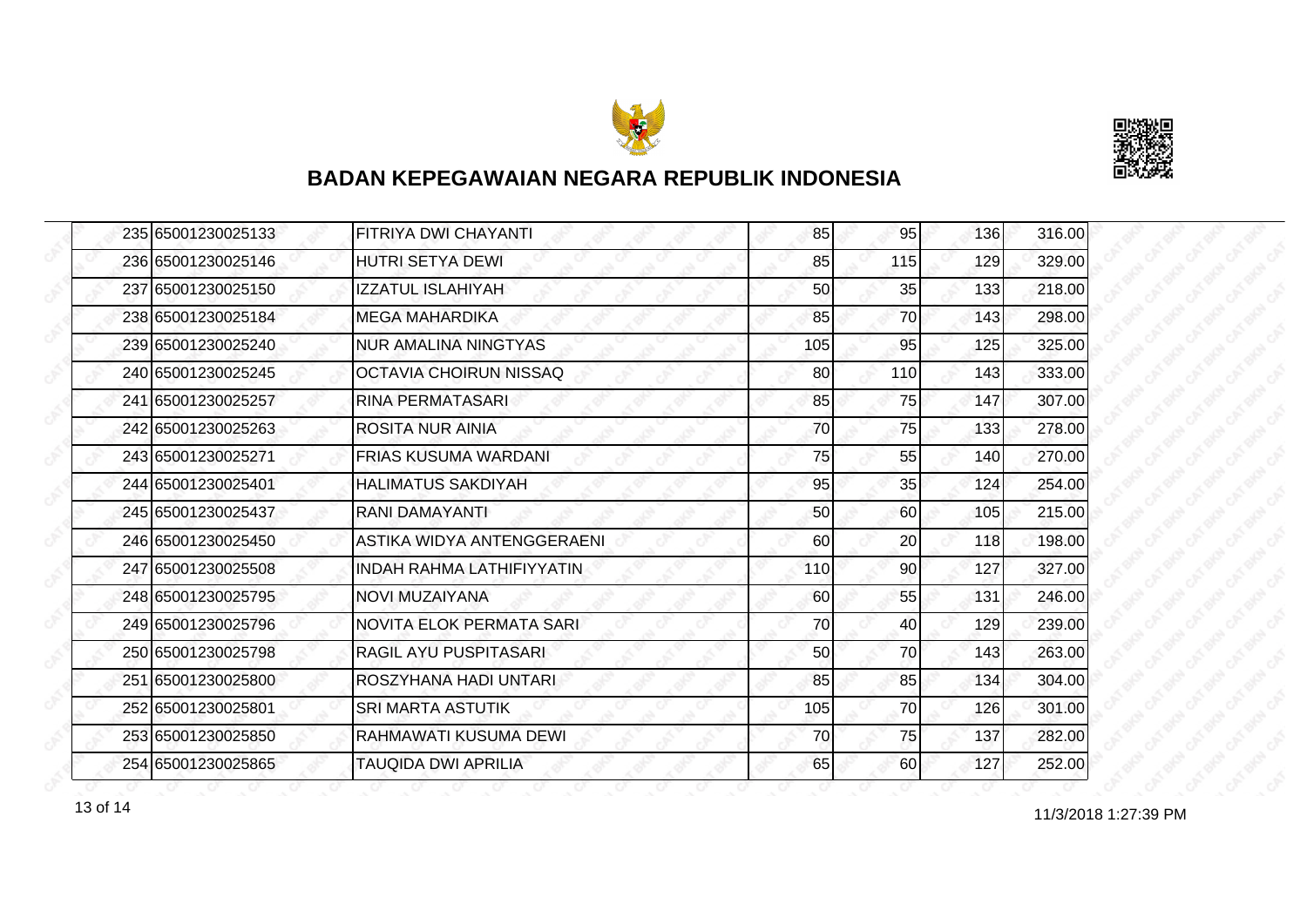## BADAN KEPEGAWAIAN NEGARA REPUBLIK INDONESIA

| | | | | | | |
|---|---|---|---|---|---|---|
| 235 | 65001230025133 | FITRIYA DWI CHAYANTI | 85 | 95 | 136 | 316.00 |
| 236 | 65001230025146 | HUTRI SETYA DEWI | 85 | 115 | 129 | 329.00 |
| 237 | 65001230025150 | IZZATUL ISLAHIYAH | 50 | 35 | 133 | 218.00 |
| 238 | 65001230025184 | MEGA MAHARDIKA | 85 | 70 | 143 | 298.00 |
| 239 | 65001230025240 | NUR AMALINA NINGTYAS | 105 | 95 | 125 | 325.00 |
| 240 | 65001230025245 | OCTAVIA CHOIRUN NISSAQ | 80 | 110 | 143 | 333.00 |
| 241 | 65001230025257 | RINA PERMATASARI | 85 | 75 | 147 | 307.00 |
| 242 | 65001230025263 | ROSITA NUR AINIA | 70 | 75 | 133 | 278.00 |
| 243 | 65001230025271 | FRIAS KUSUMA WARDANI | 75 | 55 | 140 | 270.00 |
| 244 | 65001230025401 | HALIMATUS SAKDIYAH | 95 | 35 | 124 | 254.00 |
| 245 | 65001230025437 | RANI DAMAYANTI | 50 | 60 | 105 | 215.00 |
| 246 | 65001230025450 | ASTIKA WIDYA ANTENGGERAENI | 60 | 20 | 118 | 198.00 |
| 247 | 65001230025508 | INDAH RAHMA LATHIFIYYATIN | 110 | 90 | 127 | 327.00 |
| 248 | 65001230025795 | NOVI MUZAIYANA | 60 | 55 | 131 | 246.00 |
| 249 | 65001230025796 | NOVITA ELOK PERMATA SARI | 70 | 40 | 129 | 239.00 |
| 250 | 65001230025798 | RAGIL AYU PUSPITASARI | 50 | 70 | 143 | 263.00 |
| 251 | 65001230025800 | ROSZYHANA HADI UNTARI | 85 | 85 | 134 | 304.00 |
| 252 | 65001230025801 | SRI MARTA ASTUTIK | 105 | 70 | 126 | 301.00 |
| 253 | 65001230025850 | RAHMAWATI KUSUMA DEWI | 70 | 75 | 137 | 282.00 |
| 254 | 65001230025865 | TAUQIDA DWI APRILIA | 65 | 60 | 127 | 252.00 |

11/3/2018 1:27:39 PM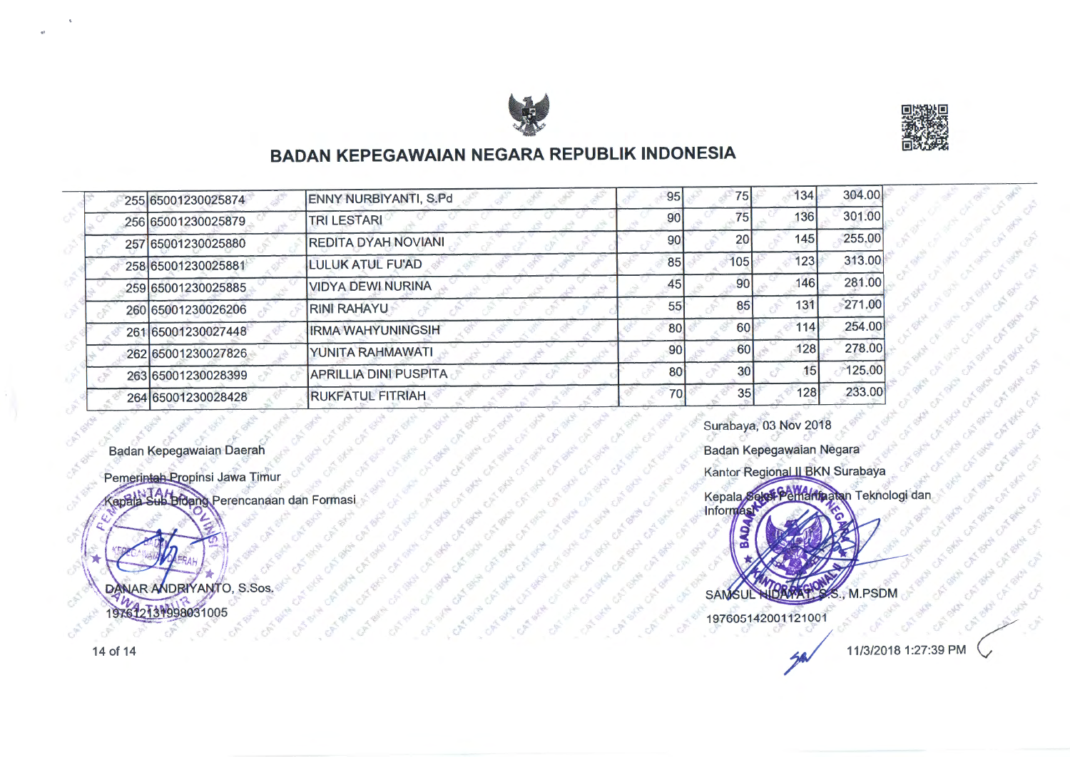# BADAN KEPEGAWAIAN NEGARA REPUBLIK INDONESIA

| | | | | | | |
|---|---|---|---|---|---|---|
| 255 | 65001230025874 | ENNY NURBIYANTI, S.Pd | 95 | 75 | 134 | 304.00 |
| 256 | 65001230025879 | TRI LESTARI | 90 | 75 | 136 | 301.00 |
| 257 | 65001230025880 | REDITA DYAH NOVIANI | 90 | 20 | 145 | 255.00 |
| 258 | 65001230025881 | LULUK ATUL FU'AD | 85 | 105 | 123 | 313.00 |
| 259 | 65001230025885 | VIDYA DEWI NURINA | 45 | 90 | 146 | 281.00 |
| 260 | 65001230026206 | RINI RAHAYU | 55 | 85 | 131 | 271.00 |
| 261 | 65001230027448 | IRMA WAHYUNINGSIH | 80 | 60 | 114 | 254.00 |
| 262 | 65001230027826 | YUNITA RAHMAWATI | 90 | 60 | 128 | 278.00 |
| 263 | 65001230028399 | APRILLIA DINI PUSPITA | 80 | 30 | 15 | 125.00 |
| 264 | 65001230028428 | RUKFATUL FITRIAH | 70 | 35 | 128 | 233.00 |

Badan Kepegawaian Daerah
Pemerintah Propinsi Jawa Timur
Kepala Sub Bidang Perencanaan dan Formasi

DANAR ANDRIYANTO, S.Sos.
197612131998031005

Surabaya, 03 Nov 2018
Badan Kepegawaian Negara
Kantor Regional II BKN Surabaya
Kepala Seksi Pemanfaatan Teknologi dan Informasi

SAMSUL HIDAYAT, S.S., M.PSDM
197605142001121001

11/3/2018 1:27:39 PM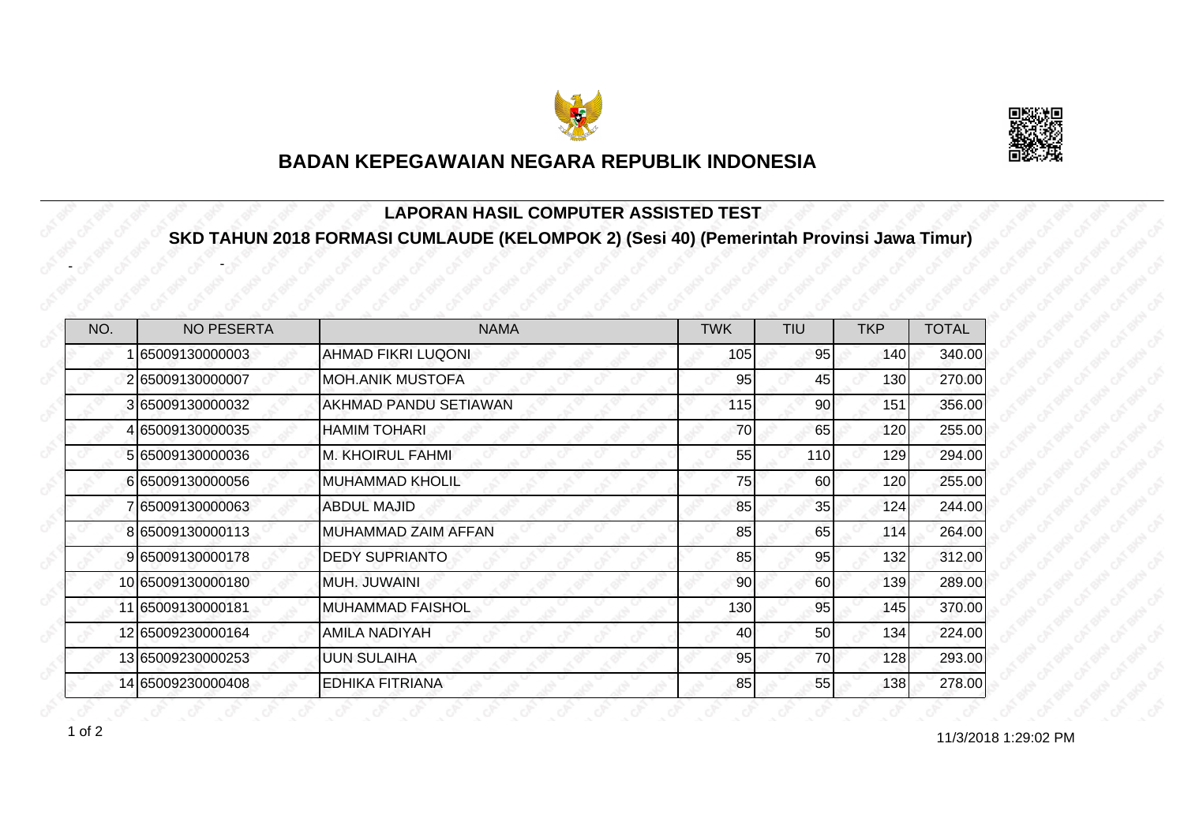# BADAN KEPEGAWAIAN NEGARA REPUBLIK INDONESIA

## LAPORAN HASIL COMPUTER ASSISTED TEST

## SKD TAHUN 2018 FORMASI CUMLAUDE (KELOMPOK 2) (Sesi 40) (Pemerintah Provinsi Jawa Timur)

- -

| NO. | NO PESERTA | NAMA | TWK | TIU | TKP | TOTAL |
|---|---|---|---|---|---|---|
| 1 | 65009130000003 | AHMAD FIKRI LUQONI | 105 | 95 | 140 | 340.00 |
| 2 | 65009130000007 | MOH.ANIK MUSTOFA | 95 | 45 | 130 | 270.00 |
| 3 | 65009130000032 | AKHMAD PANDU SETIAWAN | 115 | 90 | 151 | 356.00 |
| 4 | 65009130000035 | HAMIM TOHARI | 70 | 65 | 120 | 255.00 |
| 5 | 65009130000036 | M. KHOIRUL FAHMI | 55 | 110 | 129 | 294.00 |
| 6 | 65009130000056 | MUHAMMAD KHOLIL | 75 | 60 | 120 | 255.00 |
| 7 | 65009130000063 | ABDUL MAJID | 85 | 35 | 124 | 244.00 |
| 8 | 65009130000113 | MUHAMMAD ZAIM AFFAN | 85 | 65 | 114 | 264.00 |
| 9 | 65009130000178 | DEDY SUPRIANTO | 85 | 95 | 132 | 312.00 |
| 10 | 65009130000180 | MUH. JUWAINI | 90 | 60 | 139 | 289.00 |
| 11 | 65009130000181 | MUHAMMAD FAISHOL | 130 | 95 | 145 | 370.00 |
| 12 | 65009230000164 | AMILA NADIYAH | 40 | 50 | 134 | 224.00 |
| 13 | 65009230000253 | UUN SULAIHA | 95 | 70 | 128 | 293.00 |
| 14 | 65009230000408 | EDHIKA FITRIANA | 85 | 55 | 138 | 278.00 |

11/3/2018 1:29:02 PM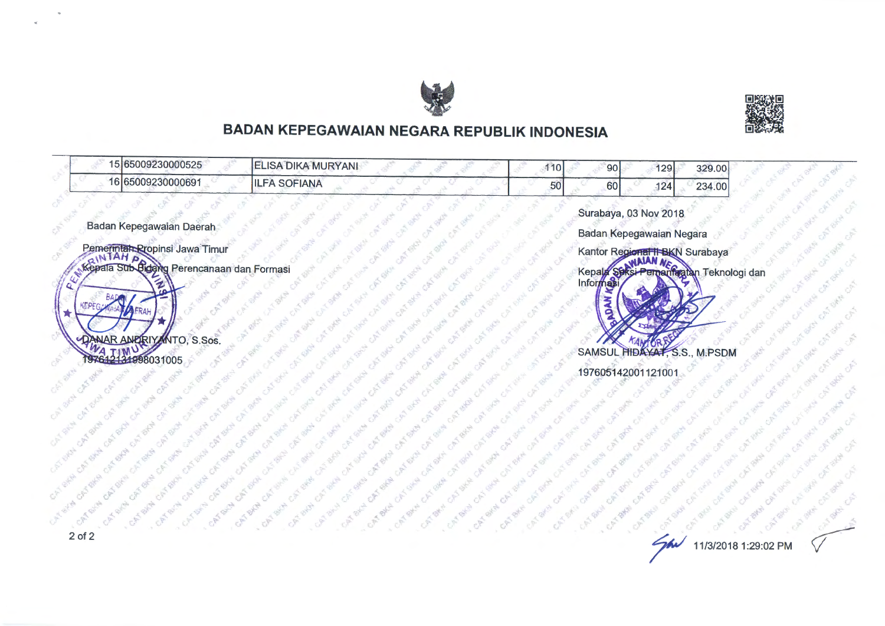# BADAN KEPEGAWAIAN NEGARA REPUBLIK INDONESIA

| | | | | | | |
|---|---|---|---|---|---|---|
| 15 | 65009230000525 | ELISA DIKA MURYANI | 110 | 90 | 129 | 329.00 |
| 16 | 65009230000691 | ILFA SOFIANA | 50 | 60 | 124 | 234.00 |

Badan Kepegawaian Daerah

Pemerintah Propinsi Jawa Timur

Kepala Sub Bidang Perencanaan dan Formasi

DANAR ANDRIYANTO, S.Sos.

197612131998031005

Surabaya, 03 Nov 2018

Badan Kepegawaian Negara

Kantor Regional II BKN Surabaya

Kepala Seksi Pemanfaatan Teknologi dan Informasi

SAMSUL HIDAYAT, S.S., M.PSDM

197605142001121001

11/3/2018 1:29:02 PM